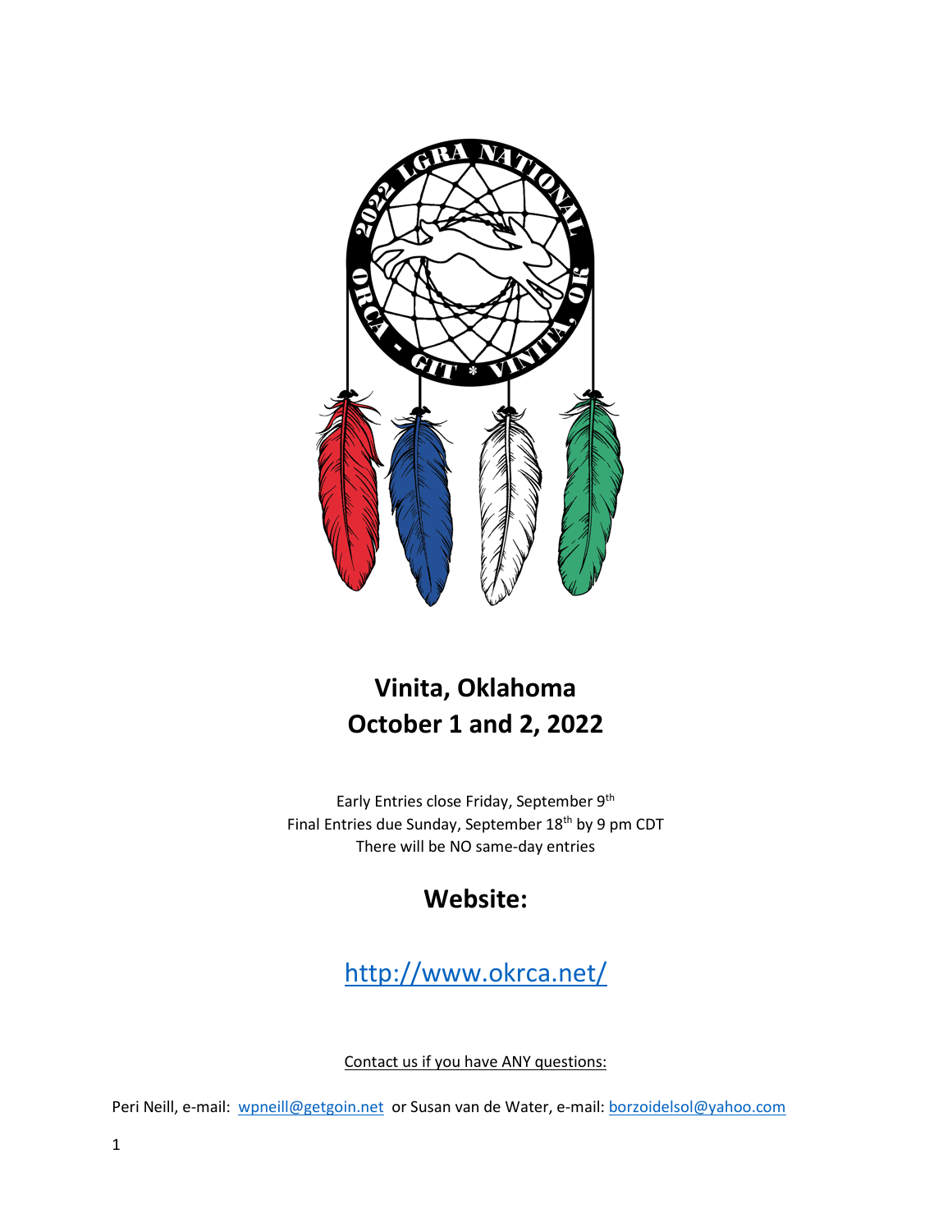# Vinita, Oklahoma
# October 1 and 2, 2022

Early Entries close Friday, September 9th

Final Entries due Sunday, September 18th by 9 pm CDT

There will be NO same-day entries

## Website:

## http://www.okrca.net/

Contact us if you have ANY questions:

Peri Neill, e-mail: wpneill@getgoin.net or Susan van de Water, e-mail: borzoidelsol@yahoo.com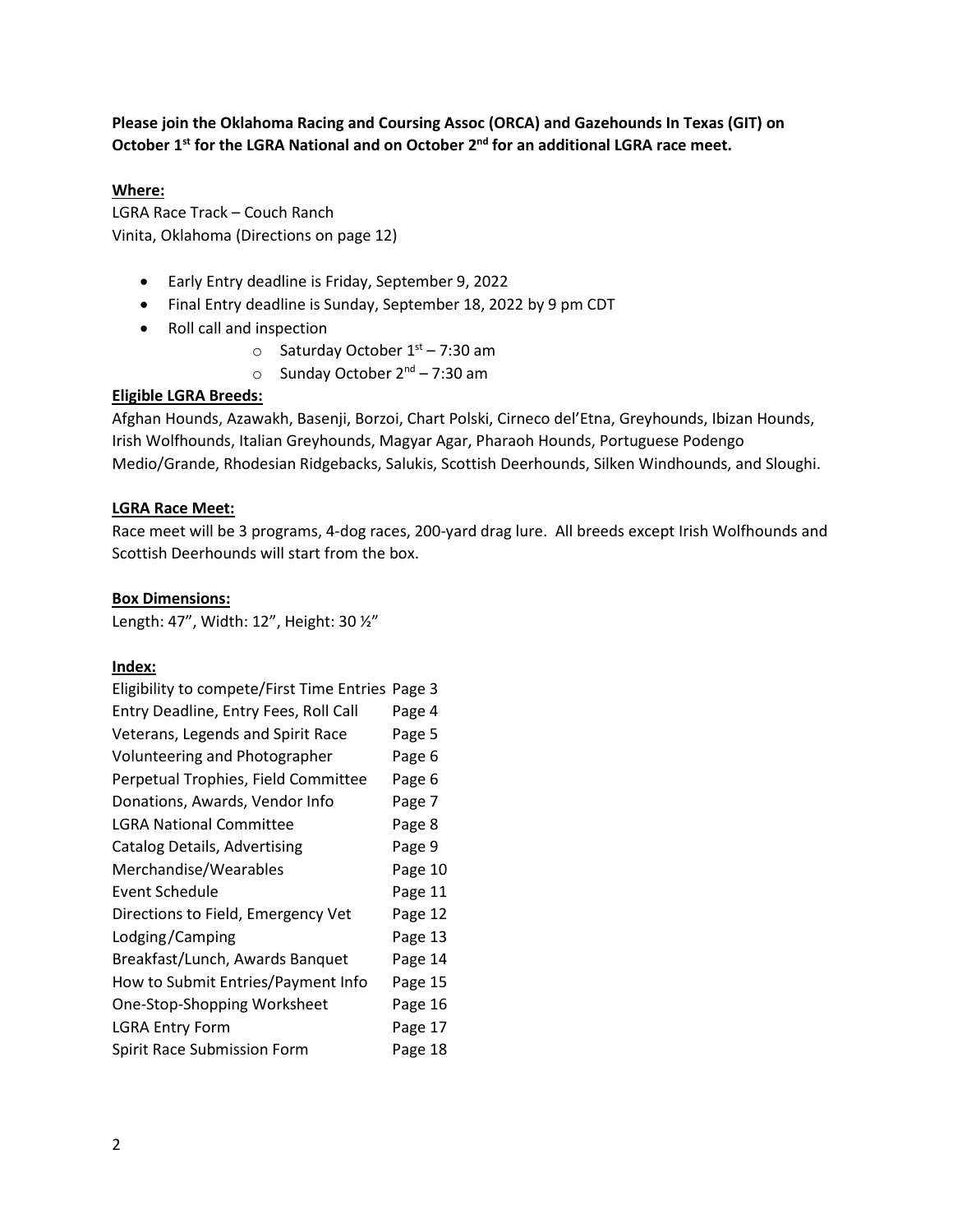**Please join the Oklahoma Racing and Coursing Assoc (ORCA) and Gazehounds In Texas (GIT) on October 1st for the LGRA National and on October 2nd for an additional LGRA race meet.**

**Where:**

LGRA Race Track – Couch Ranch
Vinita, Oklahoma (Directions on page 12)

- Early Entry deadline is Friday, September 9, 2022
- Final Entry deadline is Sunday, September 18, 2022 by 9 pm CDT
- Roll call and inspection
    - Saturday October 1st – 7:30 am
    - Sunday October 2nd – 7:30 am

**Eligible LGRA Breeds:**

Afghan Hounds, Azawakh, Basenji, Borzoi, Chart Polski, Cirneco del'Etna, Greyhounds, Ibizan Hounds, Irish Wolfhounds, Italian Greyhounds, Magyar Agar, Pharaoh Hounds, Portuguese Podengo Medio/Grande, Rhodesian Ridgebacks, Salukis, Scottish Deerhounds, Silken Windhounds, and Sloughi.

**LGRA Race Meet:**

Race meet will be 3 programs, 4-dog races, 200-yard drag lure. All breeds except Irish Wolfhounds and Scottish Deerhounds will start from the box.

**Box Dimensions:**

Length: 47", Width: 12", Height: 30 ½"

**Index:**

| | |
|---|---|
| Eligibility to compete/First Time Entries | Page 3 |
| Entry Deadline, Entry Fees, Roll Call | Page 4 |
| Veterans, Legends and Spirit Race | Page 5 |
| Volunteering and Photographer | Page 6 |
| Perpetual Trophies, Field Committee | Page 6 |
| Donations, Awards, Vendor Info | Page 7 |
| LGRA National Committee | Page 8 |
| Catalog Details, Advertising | Page 9 |
| Merchandise/Wearables | Page 10 |
| Event Schedule | Page 11 |
| Directions to Field, Emergency Vet | Page 12 |
| Lodging/Camping | Page 13 |
| Breakfast/Lunch, Awards Banquet | Page 14 |
| How to Submit Entries/Payment Info | Page 15 |
| One-Stop-Shopping Worksheet | Page 16 |
| LGRA Entry Form | Page 17 |
| Spirit Race Submission Form | Page 18 |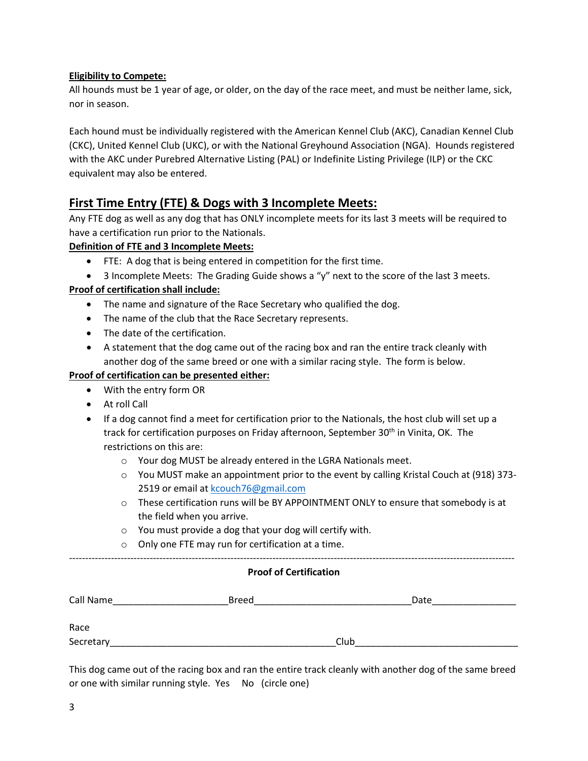**Eligibility to Compete:**

All hounds must be 1 year of age, or older, on the day of the race meet, and must be neither lame, sick, nor in season.

Each hound must be individually registered with the American Kennel Club (AKC), Canadian Kennel Club (CKC), United Kennel Club (UKC), or with the National Greyhound Association (NGA). Hounds registered with the AKC under Purebred Alternative Listing (PAL) or Indefinite Listing Privilege (ILP) or the CKC equivalent may also be entered.

## First Time Entry (FTE) & Dogs with 3 Incomplete Meets:

Any FTE dog as well as any dog that has ONLY incomplete meets for its last 3 meets will be required to have a certification run prior to the Nationals.

**Definition of FTE and 3 Incomplete Meets:**

- FTE: A dog that is being entered in competition for the first time.
- 3 Incomplete Meets: The Grading Guide shows a "y" next to the score of the last 3 meets.

**Proof of certification shall include:**

- The name and signature of the Race Secretary who qualified the dog.
- The name of the club that the Race Secretary represents.
- The date of the certification.
- A statement that the dog came out of the racing box and ran the entire track cleanly with another dog of the same breed or one with a similar racing style. The form is below.

**Proof of certification can be presented either:**

- With the entry form OR
- At roll Call
- If a dog cannot find a meet for certification prior to the Nationals, the host club will set up a track for certification purposes on Friday afternoon, September 30th in Vinita, OK. The restrictions on this are:
  - Your dog MUST be already entered in the LGRA Nationals meet.
  - You MUST make an appointment prior to the event by calling Kristal Couch at (918) 373-2519 or email at kcouch76@gmail.com
  - These certification runs will be BY APPOINTMENT ONLY to ensure that somebody is at the field when you arrive.
  - You must provide a dog that your dog will certify with.
  - Only one FTE may run for certification at a time.

---

**Proof of Certification**

Call Name______________________ Breed______________________________ Date________________

Race Secretary___________________________________________ Club_______________________________

This dog came out of the racing box and ran the entire track cleanly with another dog of the same breed or one with similar running style. Yes No (circle one)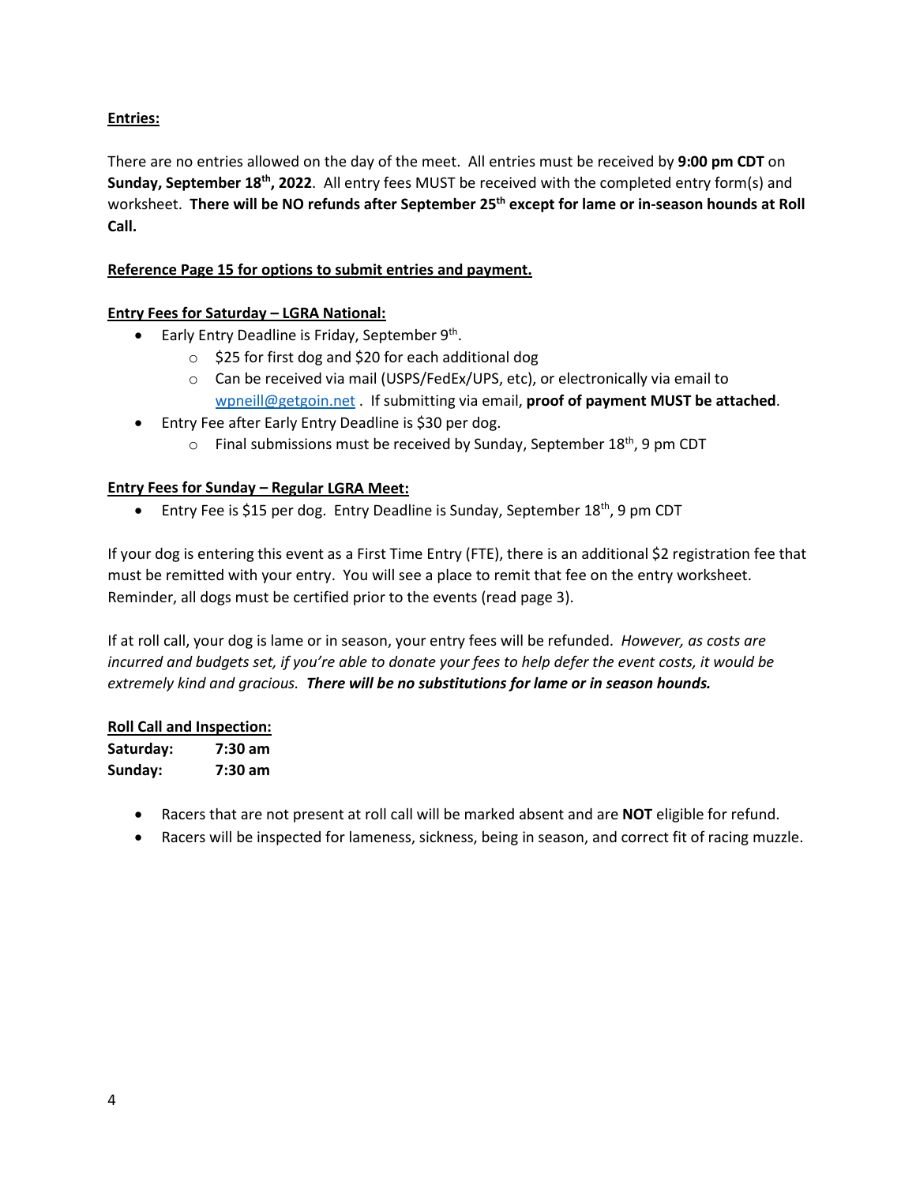**Entries:**

There are no entries allowed on the day of the meet. All entries must be received by **9:00 pm CDT** on **Sunday, September 18th, 2022**. All entry fees MUST be received with the completed entry form(s) and worksheet. **There will be NO refunds after September 25th except for lame or in-season hounds at Roll Call.**

**Reference Page 15 for options to submit entries and payment.**

**Entry Fees for Saturday – LGRA National:**

- Early Entry Deadline is Friday, September 9th.
  - $25 for first dog and $20 for each additional dog
  - Can be received via mail (USPS/FedEx/UPS, etc), or electronically via email to wpneill@getgoin.net . If submitting via email, **proof of payment MUST be attached**.
- Entry Fee after Early Entry Deadline is $30 per dog.
  - Final submissions must be received by Sunday, September 18th, 9 pm CDT

**Entry Fees for Sunday – Regular LGRA Meet:**

- Entry Fee is $15 per dog. Entry Deadline is Sunday, September 18th, 9 pm CDT

If your dog is entering this event as a First Time Entry (FTE), there is an additional $2 registration fee that must be remitted with your entry. You will see a place to remit that fee on the entry worksheet. Reminder, all dogs must be certified prior to the events (read page 3).

If at roll call, your dog is lame or in season, your entry fees will be refunded. *However, as costs are incurred and budgets set, if you're able to donate your fees to help defer the event costs, it would be extremely kind and gracious.* ***There will be no substitutions for lame or in season hounds.***

**Roll Call and Inspection:**

**Saturday: 7:30 am**
**Sunday: 7:30 am**

- Racers that are not present at roll call will be marked absent and are **NOT** eligible for refund.
- Racers will be inspected for lameness, sickness, being in season, and correct fit of racing muzzle.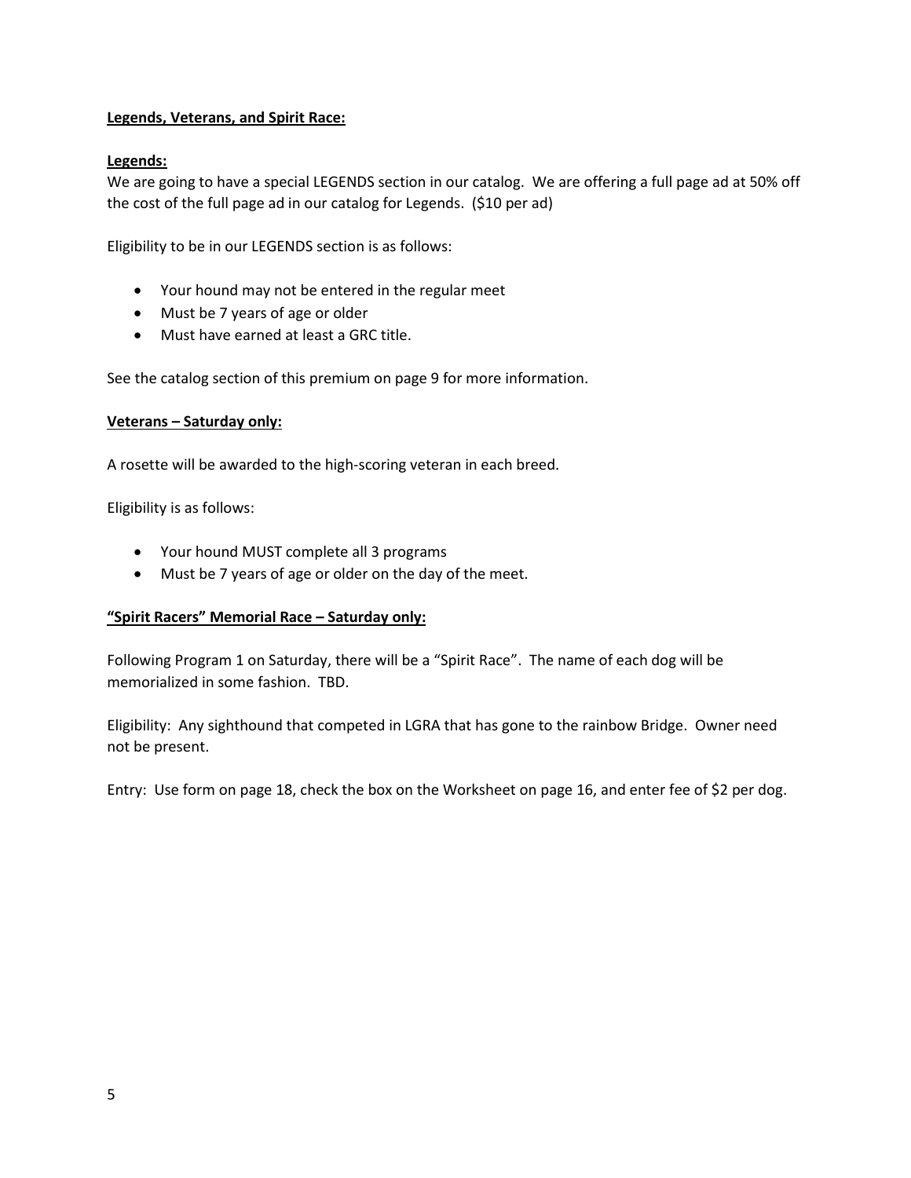**Legends, Veterans, and Spirit Race:**

**Legends:**

We are going to have a special LEGENDS section in our catalog. We are offering a full page ad at 50% off the cost of the full page ad in our catalog for Legends. ($10 per ad)

Eligibility to be in our LEGENDS section is as follows:

- Your hound may not be entered in the regular meet
- Must be 7 years of age or older
- Must have earned at least a GRC title.

See the catalog section of this premium on page 9 for more information.

**Veterans – Saturday only:**

A rosette will be awarded to the high-scoring veteran in each breed.

Eligibility is as follows:

- Your hound MUST complete all 3 programs
- Must be 7 years of age or older on the day of the meet.

**"Spirit Racers" Memorial Race – Saturday only:**

Following Program 1 on Saturday, there will be a "Spirit Race". The name of each dog will be memorialized in some fashion. TBD.

Eligibility: Any sighthound that competed in LGRA that has gone to the rainbow Bridge. Owner need not be present.

Entry: Use form on page 18, check the box on the Worksheet on page 16, and enter fee of $2 per dog.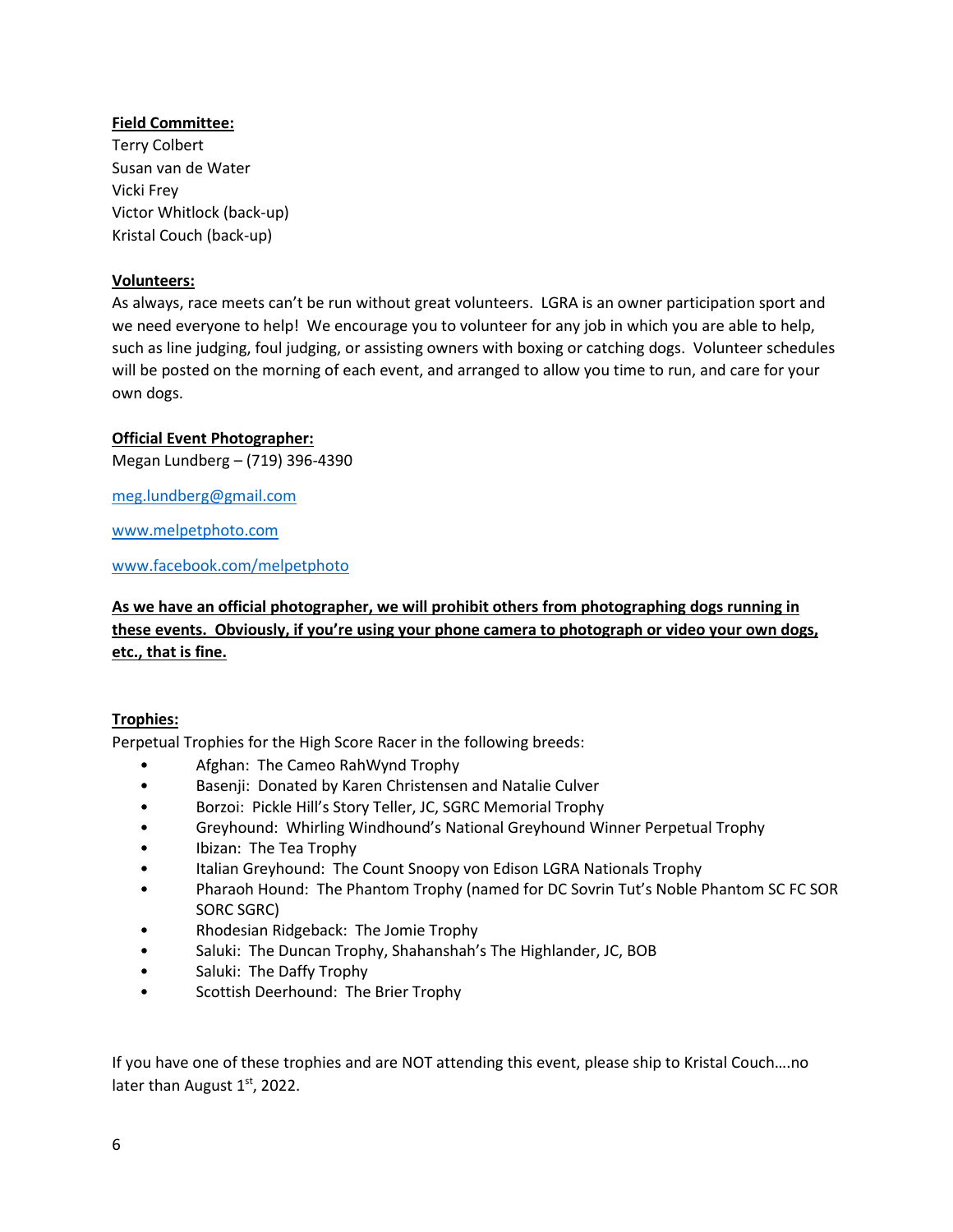**Field Committee:**

Terry Colbert
Susan van de Water
Vicki Frey
Victor Whitlock (back-up)
Kristal Couch (back-up)

**Volunteers:**

As always, race meets can't be run without great volunteers. LGRA is an owner participation sport and we need everyone to help! We encourage you to volunteer for any job in which you are able to help, such as line judging, foul judging, or assisting owners with boxing or catching dogs. Volunteer schedules will be posted on the morning of each event, and arranged to allow you time to run, and care for your own dogs.

**Official Event Photographer:**

Megan Lundberg – (719) 396-4390

meg.lundberg@gmail.com

www.melpetphoto.com

www.facebook.com/melpetphoto

**As we have an official photographer, we will prohibit others from photographing dogs running in these events. Obviously, if you're using your phone camera to photograph or video your own dogs, etc., that is fine.**

**Trophies:**

Perpetual Trophies for the High Score Racer in the following breeds:

- Afghan: The Cameo RahWynd Trophy
- Basenji: Donated by Karen Christensen and Natalie Culver
- Borzoi: Pickle Hill's Story Teller, JC, SGRC Memorial Trophy
- Greyhound: Whirling Windhound's National Greyhound Winner Perpetual Trophy
- Ibizan: The Tea Trophy
- Italian Greyhound: The Count Snoopy von Edison LGRA Nationals Trophy
- Pharaoh Hound: The Phantom Trophy (named for DC Sovrin Tut's Noble Phantom SC FC SOR SORC SGRC)
- Rhodesian Ridgeback: The Jomie Trophy
- Saluki: The Duncan Trophy, Shahanshah's The Highlander, JC, BOB
- Saluki: The Daffy Trophy
- Scottish Deerhound: The Brier Trophy

If you have one of these trophies and are NOT attending this event, please ship to Kristal Couch….no later than August 1st, 2022.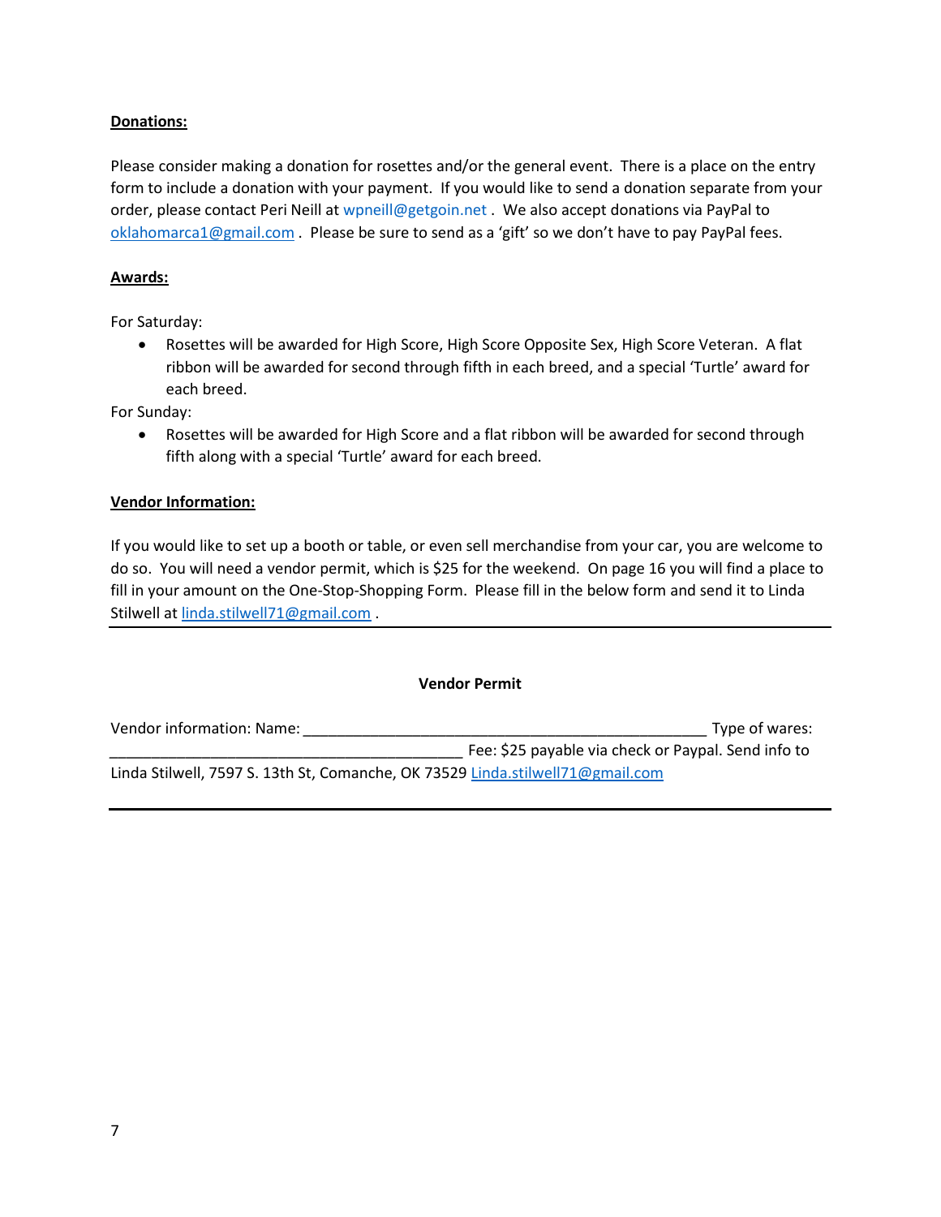**Donations:**

Please consider making a donation for rosettes and/or the general event. There is a place on the entry form to include a donation with your payment. If you would like to send a donation separate from your order, please contact Peri Neill at wpneill@getgoin.net . We also accept donations via PayPal to oklahomarca1@gmail.com . Please be sure to send as a 'gift' so we don't have to pay PayPal fees.

**Awards:**

For Saturday:

- Rosettes will be awarded for High Score, High Score Opposite Sex, High Score Veteran. A flat ribbon will be awarded for second through fifth in each breed, and a special 'Turtle' award for each breed.

For Sunday:

- Rosettes will be awarded for High Score and a flat ribbon will be awarded for second through fifth along with a special 'Turtle' award for each breed.

**Vendor Information:**

If you would like to set up a booth or table, or even sell merchandise from your car, you are welcome to do so. You will need a vendor permit, which is $25 for the weekend. On page 16 you will find a place to fill in your amount on the One-Stop-Shopping Form. Please fill in the below form and send it to Linda Stilwell at linda.stilwell71@gmail.com .

---

**Vendor Permit**

Vendor information: Name: ________________________________________________ Type of wares: ___________________________________________ Fee: $25 payable via check or Paypal. Send info to Linda Stilwell, 7597 S. 13th St, Comanche, OK 73529 Linda.stilwell71@gmail.com

---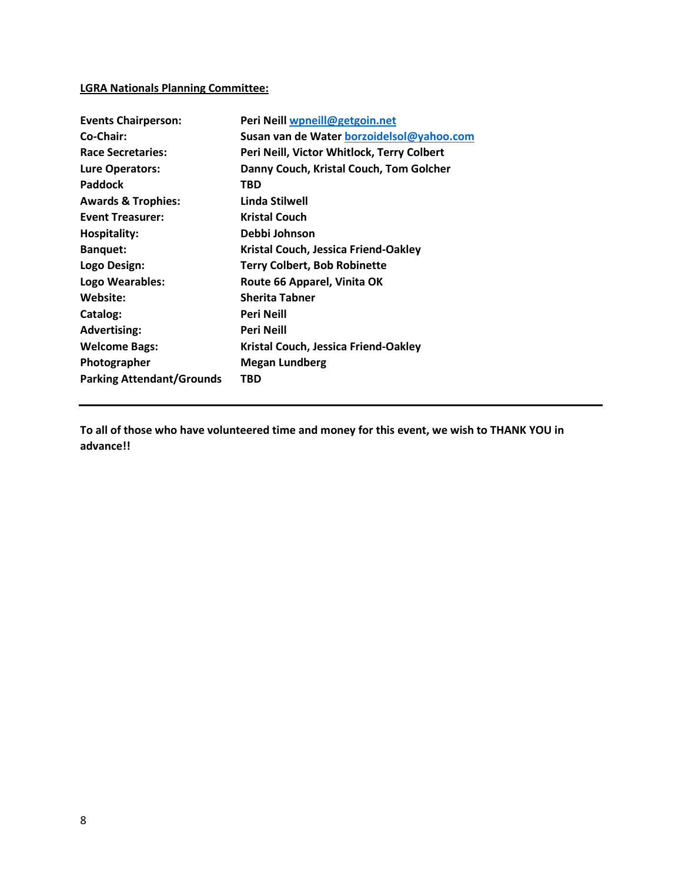**LGRA Nationals Planning Committee:**

| | |
|---|---|
| **Events Chairperson:** | **Peri Neill [wpneill@getgoin.net](mailto:wpneill@getgoin.net)** |
| **Co-Chair:** | **Susan van de Water [borzoidelsol@yahoo.com](mailto:borzoidelsol@yahoo.com)** |
| **Race Secretaries:** | **Peri Neill, Victor Whitlock, Terry Colbert** |
| **Lure Operators:** | **Danny Couch, Kristal Couch, Tom Golcher** |
| **Paddock** | **TBD** |
| **Awards & Trophies:** | **Linda Stilwell** |
| **Event Treasurer:** | **Kristal Couch** |
| **Hospitality:** | **Debbi Johnson** |
| **Banquet:** | **Kristal Couch, Jessica Friend-Oakley** |
| **Logo Design:** | **Terry Colbert, Bob Robinette** |
| **Logo Wearables:** | **Route 66 Apparel, Vinita OK** |
| **Website:** | **Sherita Tabner** |
| **Catalog:** | **Peri Neill** |
| **Advertising:** | **Peri Neill** |
| **Welcome Bags:** | **Kristal Couch, Jessica Friend-Oakley** |
| **Photographer** | **Megan Lundberg** |
| **Parking Attendant/Grounds** | **TBD** |

---

**To all of those who have volunteered time and money for this event, we wish to THANK YOU in advance!!**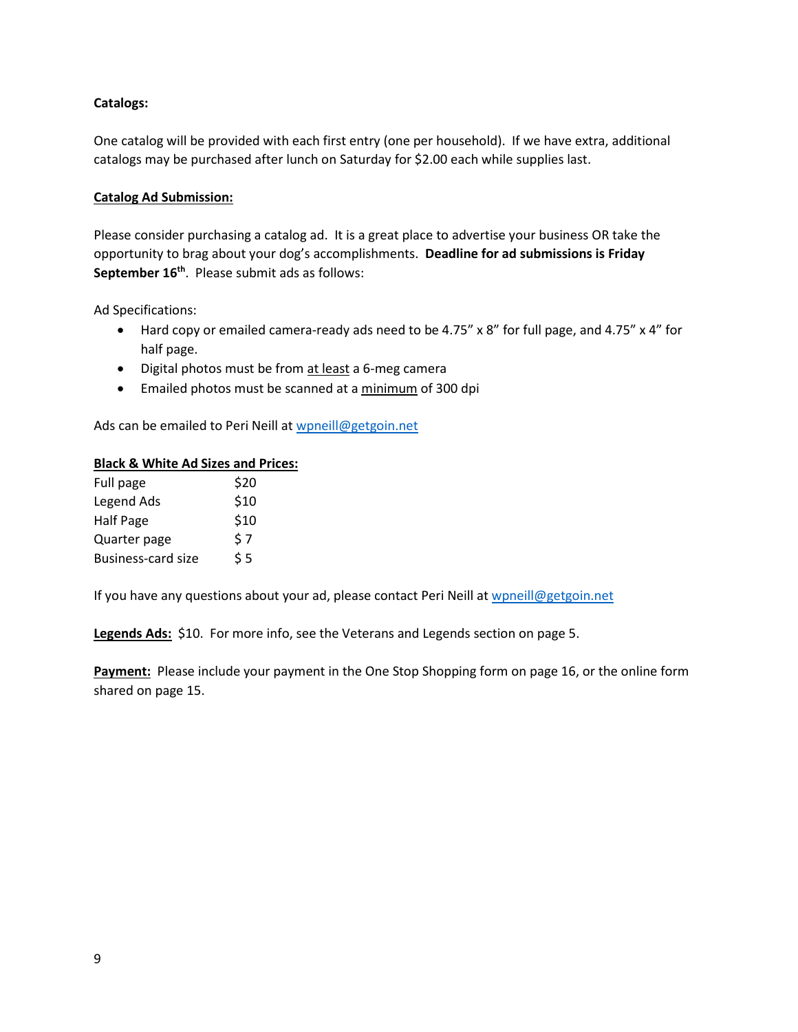**Catalogs:**

One catalog will be provided with each first entry (one per household). If we have extra, additional catalogs may be purchased after lunch on Saturday for $2.00 each while supplies last.

**Catalog Ad Submission:**

Please consider purchasing a catalog ad. It is a great place to advertise your business OR take the opportunity to brag about your dog's accomplishments. **Deadline for ad submissions is Friday September 16th**. Please submit ads as follows:

Ad Specifications:

- Hard copy or emailed camera-ready ads need to be 4.75" x 8" for full page, and 4.75" x 4" for half page.
- Digital photos must be from at least a 6-meg camera
- Emailed photos must be scanned at a minimum of 300 dpi

Ads can be emailed to Peri Neill at wpneill@getgoin.net

**Black & White Ad Sizes and Prices:**

| | |
|---|---|
| Full page | $20 |
| Legend Ads | $10 |
| Half Page | $10 |
| Quarter page | $ 7 |
| Business-card size | $ 5 |

If you have any questions about your ad, please contact Peri Neill at wpneill@getgoin.net

**Legends Ads:** $10. For more info, see the Veterans and Legends section on page 5.

**Payment:** Please include your payment in the One Stop Shopping form on page 16, or the online form shared on page 15.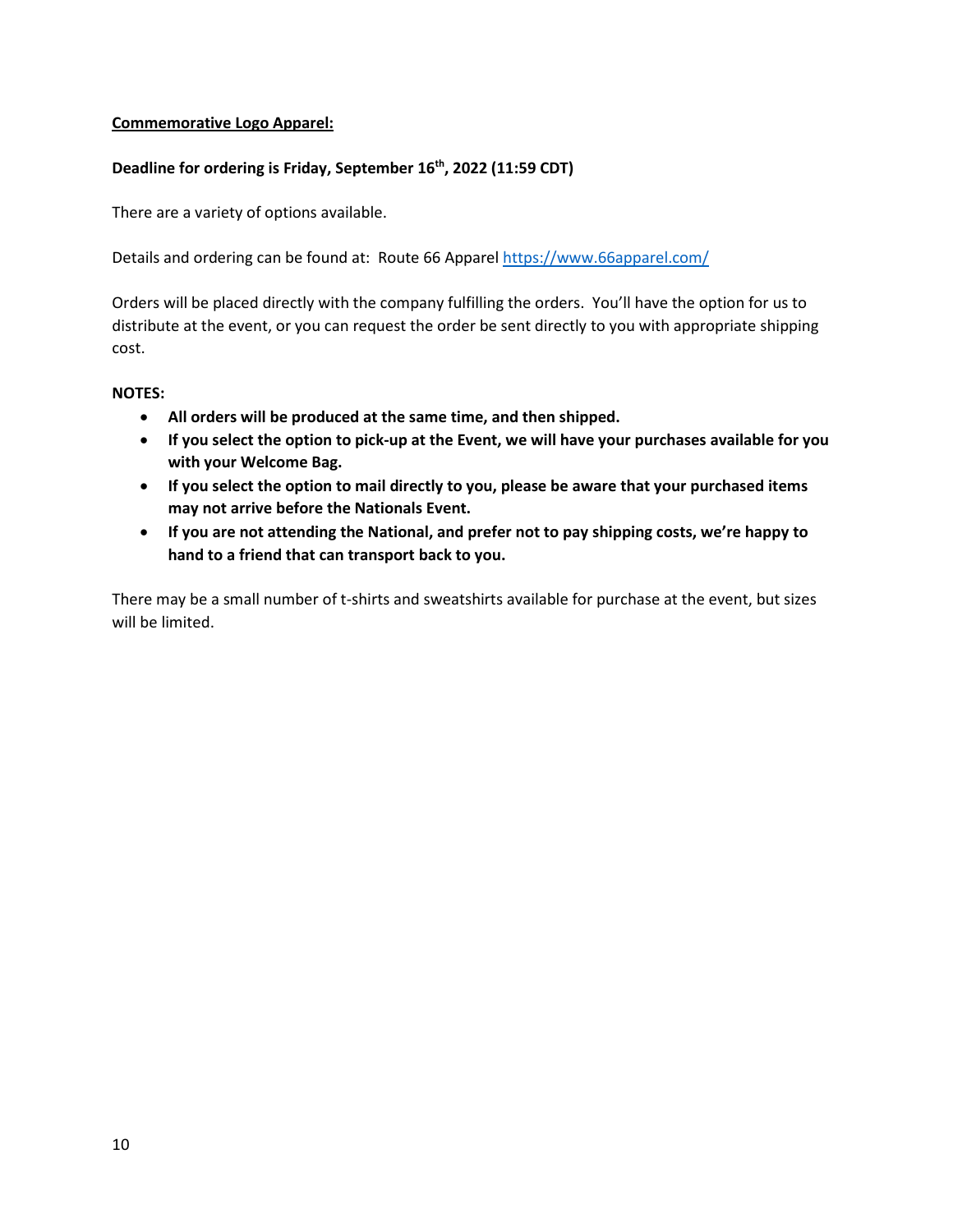**<u>Commemorative Logo Apparel:</u>**

**Deadline for ordering is Friday, September 16th, 2022 (11:59 CDT)**

There are a variety of options available.

Details and ordering can be found at: Route 66 Apparel https://www.66apparel.com/

Orders will be placed directly with the company fulfilling the orders. You'll have the option for us to distribute at the event, or you can request the order be sent directly to you with appropriate shipping cost.

**NOTES:**

- **All orders will be produced at the same time, and then shipped.**
- **If you select the option to pick-up at the Event, we will have your purchases available for you with your Welcome Bag.**
- **If you select the option to mail directly to you, please be aware that your purchased items may not arrive before the Nationals Event.**
- **If you are not attending the National, and prefer not to pay shipping costs, we're happy to hand to a friend that can transport back to you.**

There may be a small number of t-shirts and sweatshirts available for purchase at the event, but sizes will be limited.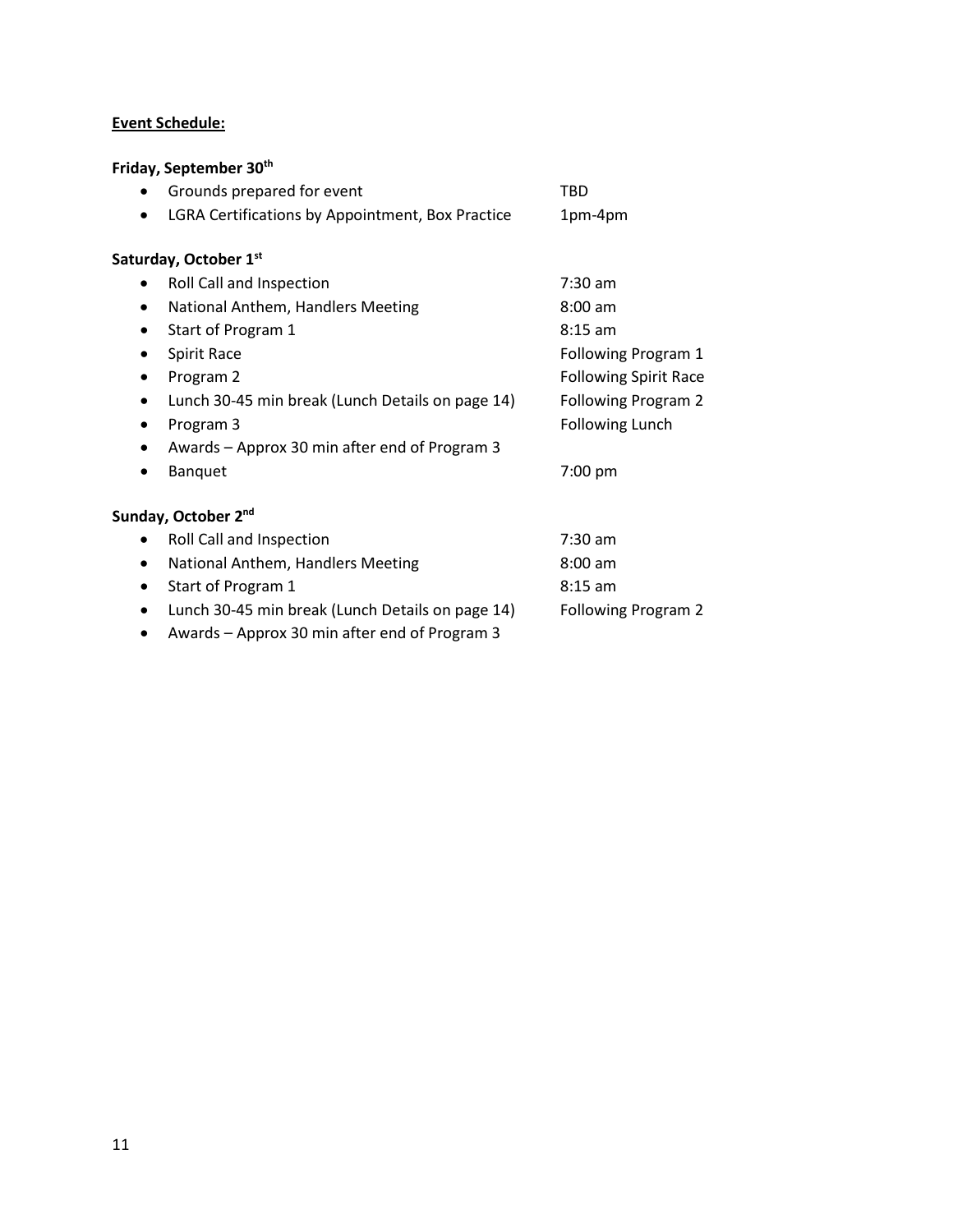**Event Schedule:**

**Friday, September 30th**

- Grounds prepared for event — TBD
- LGRA Certifications by Appointment, Box Practice — 1pm-4pm

**Saturday, October 1st**

- Roll Call and Inspection — 7:30 am
- National Anthem, Handlers Meeting — 8:00 am
- Start of Program 1 — 8:15 am
- Spirit Race — Following Program 1
- Program 2 — Following Spirit Race
- Lunch 30-45 min break (Lunch Details on page 14) — Following Program 2
- Program 3 — Following Lunch
- Awards – Approx 30 min after end of Program 3
- Banquet — 7:00 pm

**Sunday, October 2nd**

- Roll Call and Inspection — 7:30 am
- National Anthem, Handlers Meeting — 8:00 am
- Start of Program 1 — 8:15 am
- Lunch 30-45 min break (Lunch Details on page 14) — Following Program 2
- Awards – Approx 30 min after end of Program 3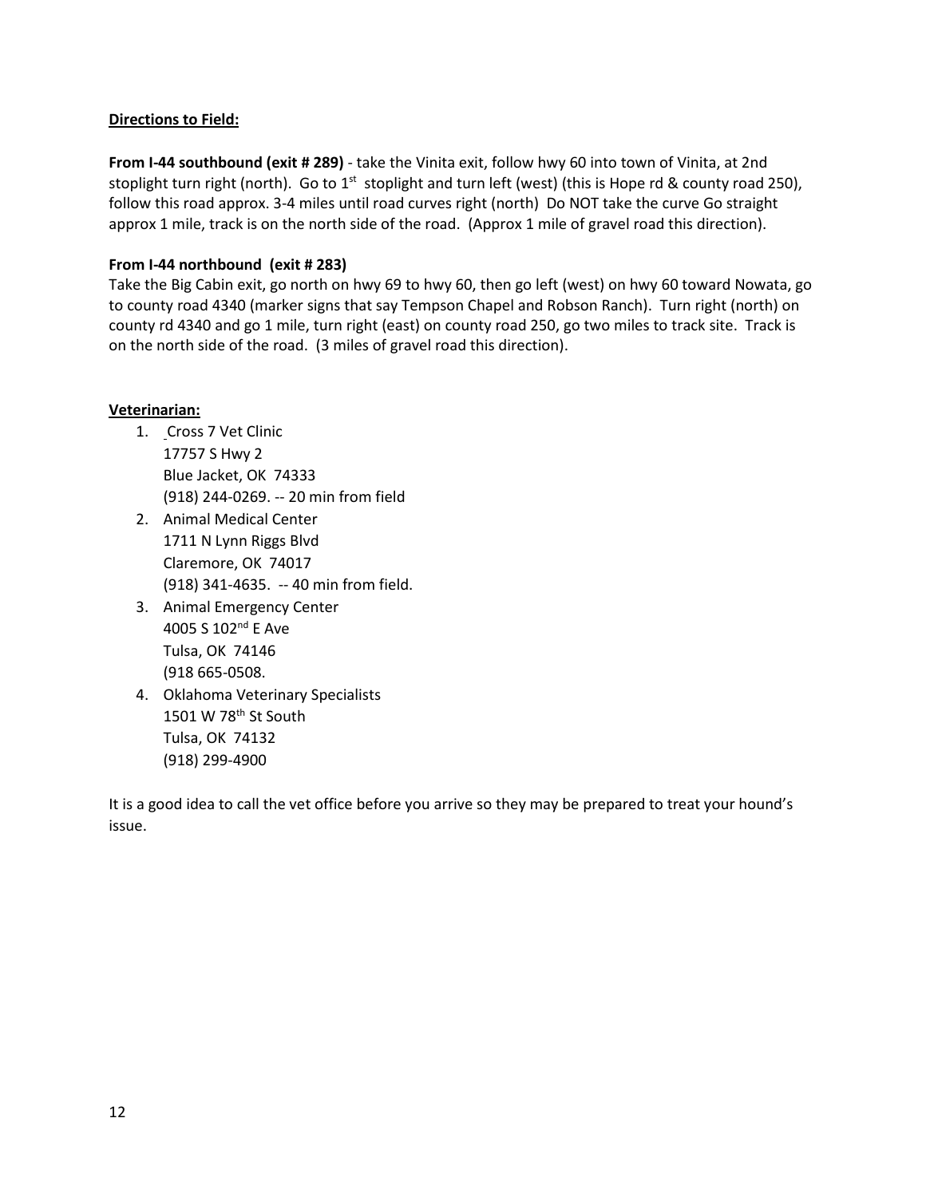**Directions to Field:**

**From I-44 southbound (exit # 289)** - take the Vinita exit, follow hwy 60 into town of Vinita, at 2nd stoplight turn right (north). Go to 1st stoplight and turn left (west) (this is Hope rd & county road 250), follow this road approx. 3-4 miles until road curves right (north) Do NOT take the curve Go straight approx 1 mile, track is on the north side of the road. (Approx 1 mile of gravel road this direction).

**From I-44 northbound (exit # 283)**
Take the Big Cabin exit, go north on hwy 69 to hwy 60, then go left (west) on hwy 60 toward Nowata, go to county road 4340 (marker signs that say Tempson Chapel and Robson Ranch). Turn right (north) on county rd 4340 and go 1 mile, turn right (east) on county road 250, go two miles to track site. Track is on the north side of the road. (3 miles of gravel road this direction).

**Veterinarian:**

1. Cross 7 Vet Clinic
   17757 S Hwy 2
   Blue Jacket, OK 74333
   (918) 244-0269. -- 20 min from field
2. Animal Medical Center
   1711 N Lynn Riggs Blvd
   Claremore, OK 74017
   (918) 341-4635. -- 40 min from field.
3. Animal Emergency Center
   4005 S 102nd E Ave
   Tulsa, OK 74146
   (918 665-0508.
4. Oklahoma Veterinary Specialists
   1501 W 78th St South
   Tulsa, OK 74132
   (918) 299-4900

It is a good idea to call the vet office before you arrive so they may be prepared to treat your hound's issue.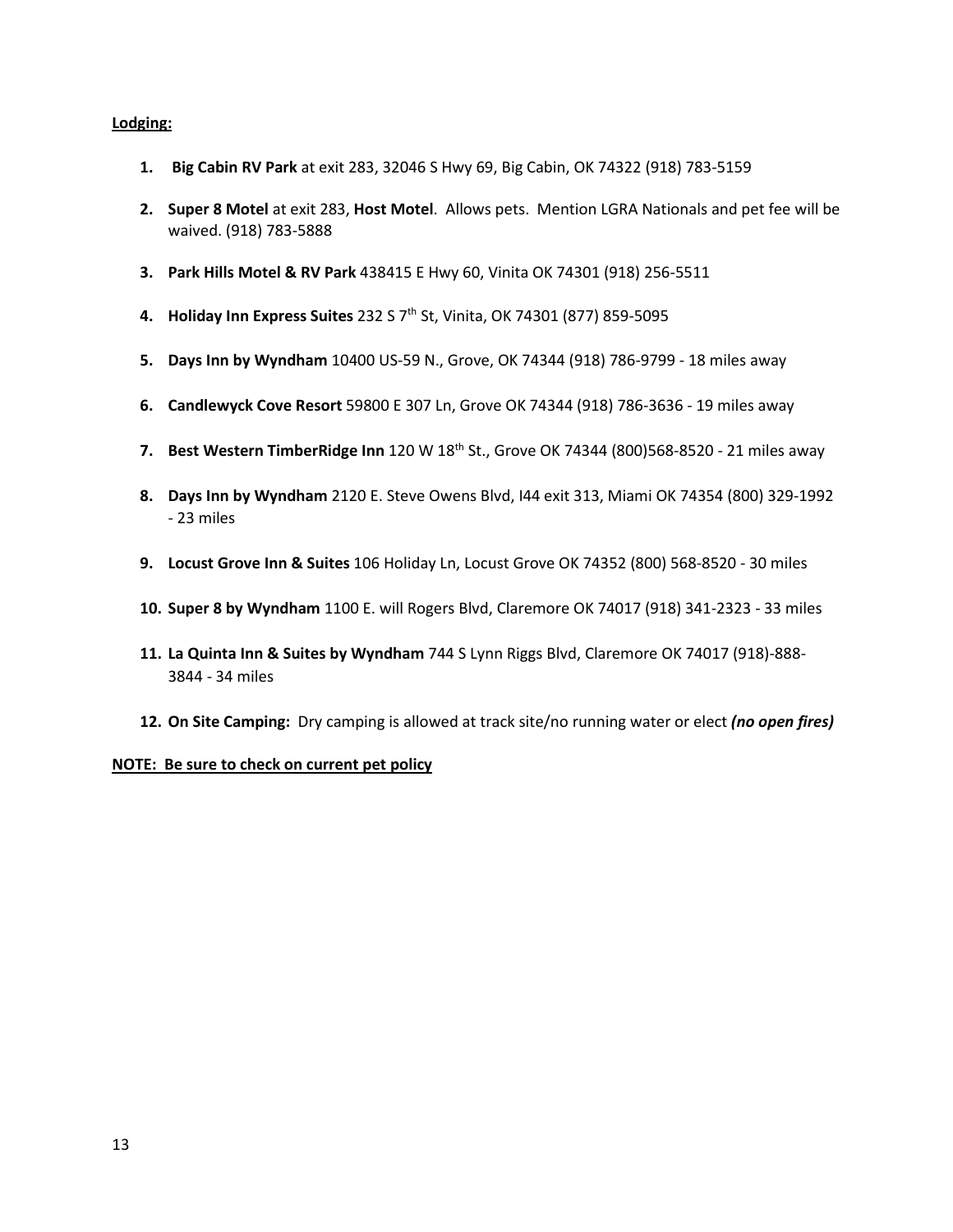**<u>Lodging:</u>**

1. **Big Cabin RV Park** at exit 283, 32046 S Hwy 69, Big Cabin, OK 74322 (918) 783-5159

2. **Super 8 Motel** at exit 283, **Host Motel**. Allows pets. Mention LGRA Nationals and pet fee will be waived. (918) 783-5888

3. **Park Hills Motel & RV Park** 438415 E Hwy 60, Vinita OK 74301 (918) 256-5511

4. **Holiday Inn Express Suites** 232 S 7th St, Vinita, OK 74301 (877) 859-5095

5. **Days Inn by Wyndham** 10400 US-59 N., Grove, OK 74344 (918) 786-9799 - 18 miles away

6. **Candlewyck Cove Resort** 59800 E 307 Ln, Grove OK 74344 (918) 786-3636 - 19 miles away

7. **Best Western TimberRidge Inn** 120 W 18th St., Grove OK 74344 (800)568-8520 - 21 miles away

8. **Days Inn by Wyndham** 2120 E. Steve Owens Blvd, I44 exit 313, Miami OK 74354 (800) 329-1992 - 23 miles

9. **Locust Grove Inn & Suites** 106 Holiday Ln, Locust Grove OK 74352 (800) 568-8520 - 30 miles

10. **Super 8 by Wyndham** 1100 E. will Rogers Blvd, Claremore OK 74017 (918) 341-2323 - 33 miles

11. **La Quinta Inn & Suites by Wyndham** 744 S Lynn Riggs Blvd, Claremore OK 74017 (918)-888-3844 - 34 miles

12. **On Site Camping:** Dry camping is allowed at track site/no running water or elect ***(no open fires)***

**<u>NOTE: Be sure to check on current pet policy</u>**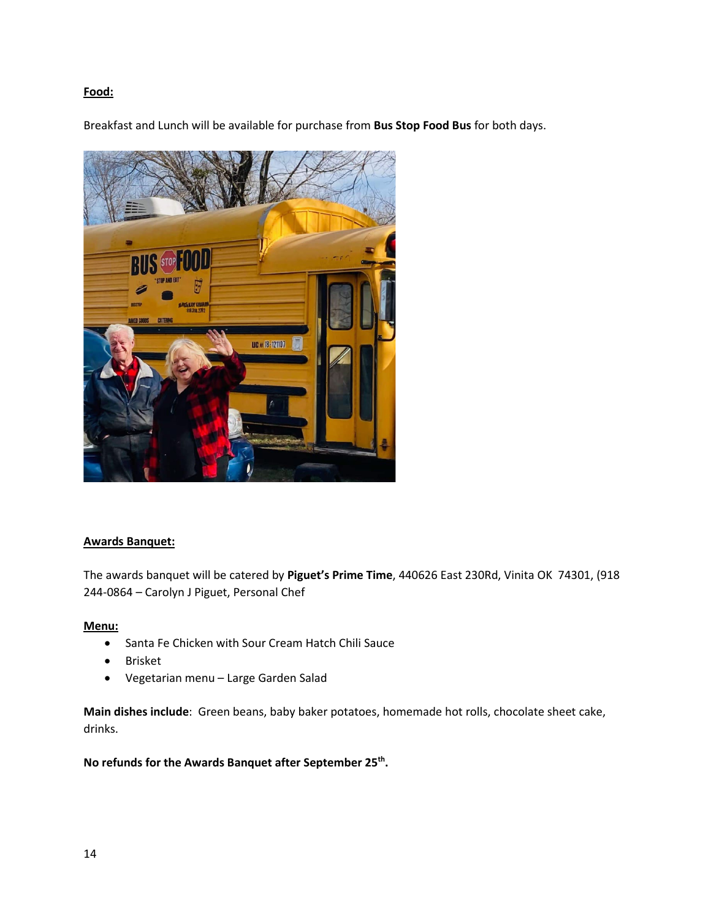**Food:**

Breakfast and Lunch will be available for purchase from **Bus Stop Food Bus** for both days.

**Awards Banquet:**

The awards banquet will be catered by **Piguet's Prime Time**, 440626 East 230Rd, Vinita OK 74301, (918 244-0864 – Carolyn J Piguet, Personal Chef

**Menu:**

- Santa Fe Chicken with Sour Cream Hatch Chili Sauce
- Brisket
- Vegetarian menu – Large Garden Salad

**Main dishes include**: Green beans, baby baker potatoes, homemade hot rolls, chocolate sheet cake, drinks.

**No refunds for the Awards Banquet after September 25th.**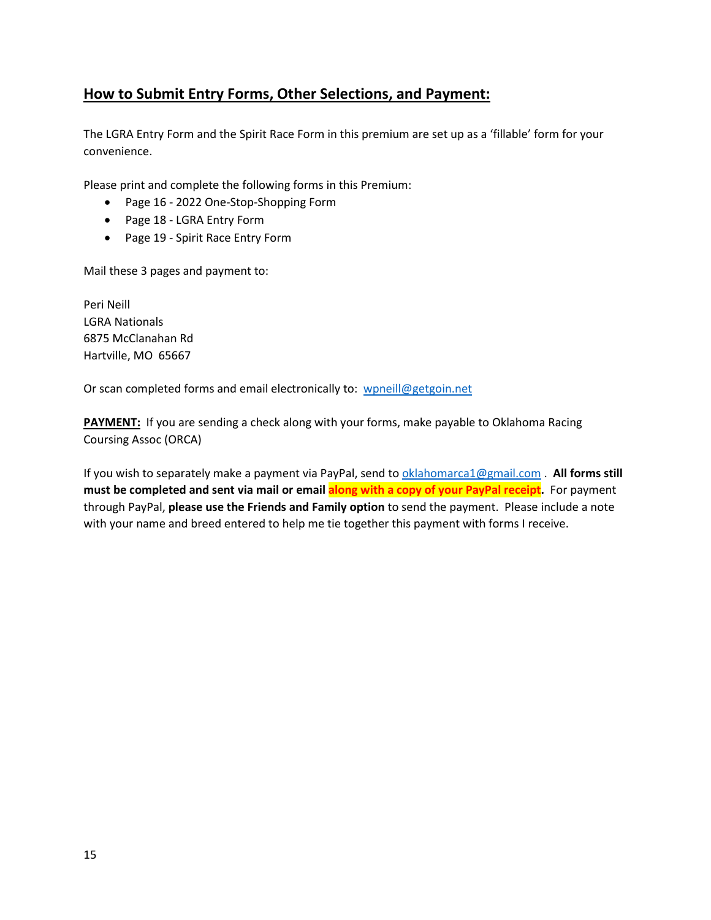## How to Submit Entry Forms, Other Selections, and Payment:

The LGRA Entry Form and the Spirit Race Form in this premium are set up as a 'fillable' form for your convenience.

Please print and complete the following forms in this Premium:

- Page 16 - 2022 One-Stop-Shopping Form
- Page 18 - LGRA Entry Form
- Page 19 - Spirit Race Entry Form

Mail these 3 pages and payment to:

Peri Neill  
LGRA Nationals  
6875 McClanahan Rd  
Hartville, MO 65667

Or scan completed forms and email electronically to: wpneill@getgoin.net

**PAYMENT:** If you are sending a check along with your forms, make payable to Oklahoma Racing Coursing Assoc (ORCA)

If you wish to separately make a payment via PayPal, send to oklahomarca1@gmail.com . **All forms still must be completed and sent via mail or email along with a copy of your PayPal receipt.** For payment through PayPal, **please use the Friends and Family option** to send the payment. Please include a note with your name and breed entered to help me tie together this payment with forms I receive.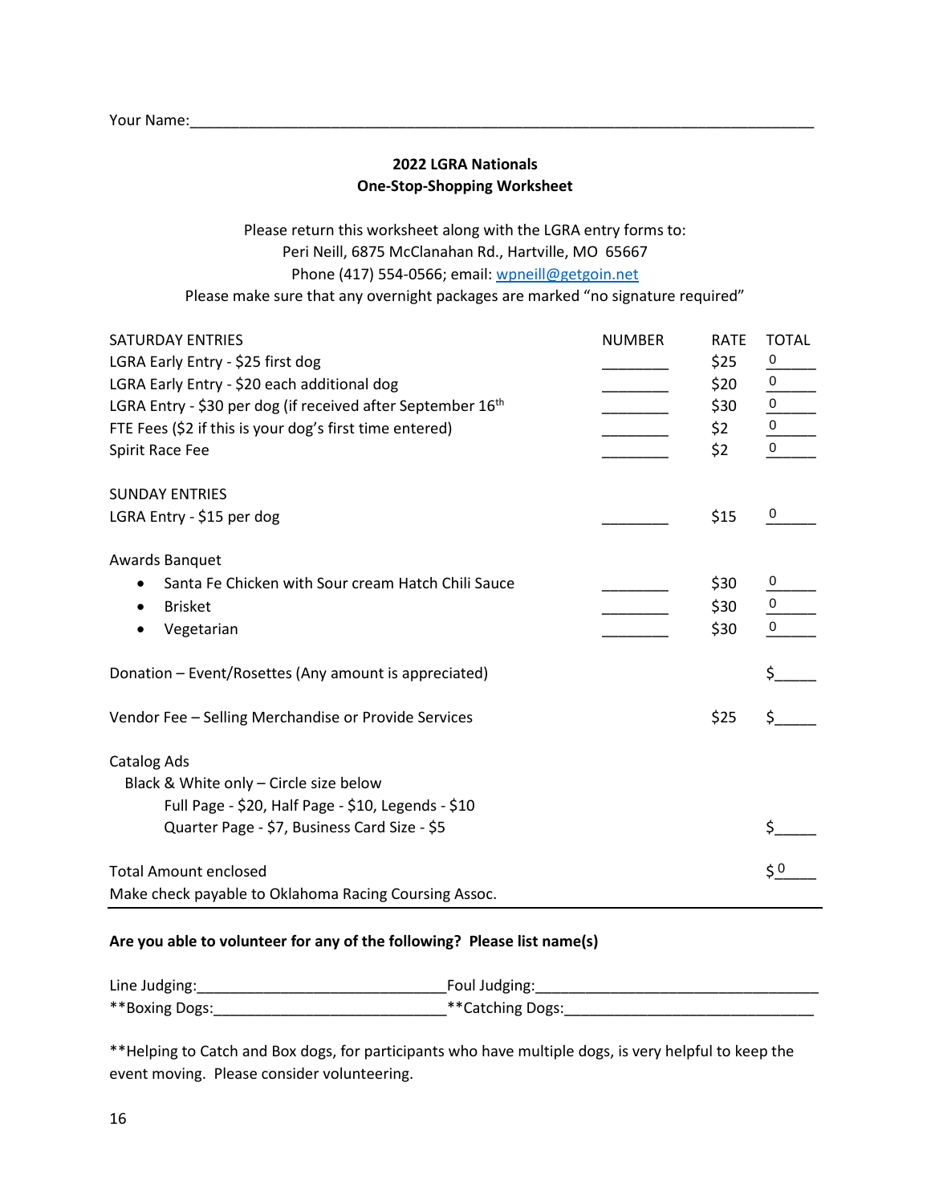Your Name:______________________________________________________________________________

**2022 LGRA Nationals**
**One-Stop-Shopping Worksheet**

Please return this worksheet along with the LGRA entry forms to:
Peri Neill, 6875 McClanahan Rd., Hartville, MO 65667
Phone (417) 554-0566; email: wpneill@getgoin.net
Please make sure that any overnight packages are marked "no signature required"

| SATURDAY ENTRIES | NUMBER | RATE | TOTAL |
|---|---|---|---|
| LGRA Early Entry - $25 first dog | ________ | $25 | 0 |
| LGRA Early Entry - $20 each additional dog | ________ | $20 | 0 |
| LGRA Entry - $30 per dog (if received after September 16th | ________ | $30 | 0 |
| FTE Fees ($2 if this is your dog's first time entered) | ________ | $2 | 0 |
| Spirit Race Fee | ________ | $2 | 0 |
| **SUNDAY ENTRIES** | | | |
| LGRA Entry - $15 per dog | ________ | $15 | 0 |
| **Awards Banquet** | | | |
| • Santa Fe Chicken with Sour cream Hatch Chili Sauce | ________ | $30 | 0 |
| • Brisket | ________ | $30 | 0 |
| • Vegetarian | ________ | $30 | 0 |
| Donation – Event/Rosettes (Any amount is appreciated) | | | $_____ |
| Vendor Fee – Selling Merchandise or Provide Services | | $25 | $_____ |
| Catalog Ads<br>Black & White only – Circle size below<br>Full Page - $20, Half Page - $10, Legends - $10<br>Quarter Page - $7, Business Card Size - $5 | | | $_____ |
| Total Amount enclosed<br>Make check payable to Oklahoma Racing Coursing Assoc. | | | $ 0 |

**Are you able to volunteer for any of the following? Please list name(s)**

Line Judging:______________________________ Foul Judging:__________________________________

**Boxing Dogs:____________________________ **Catching Dogs:_______________________________

**Helping to Catch and Box dogs, for participants who have multiple dogs, is very helpful to keep the event moving. Please consider volunteering.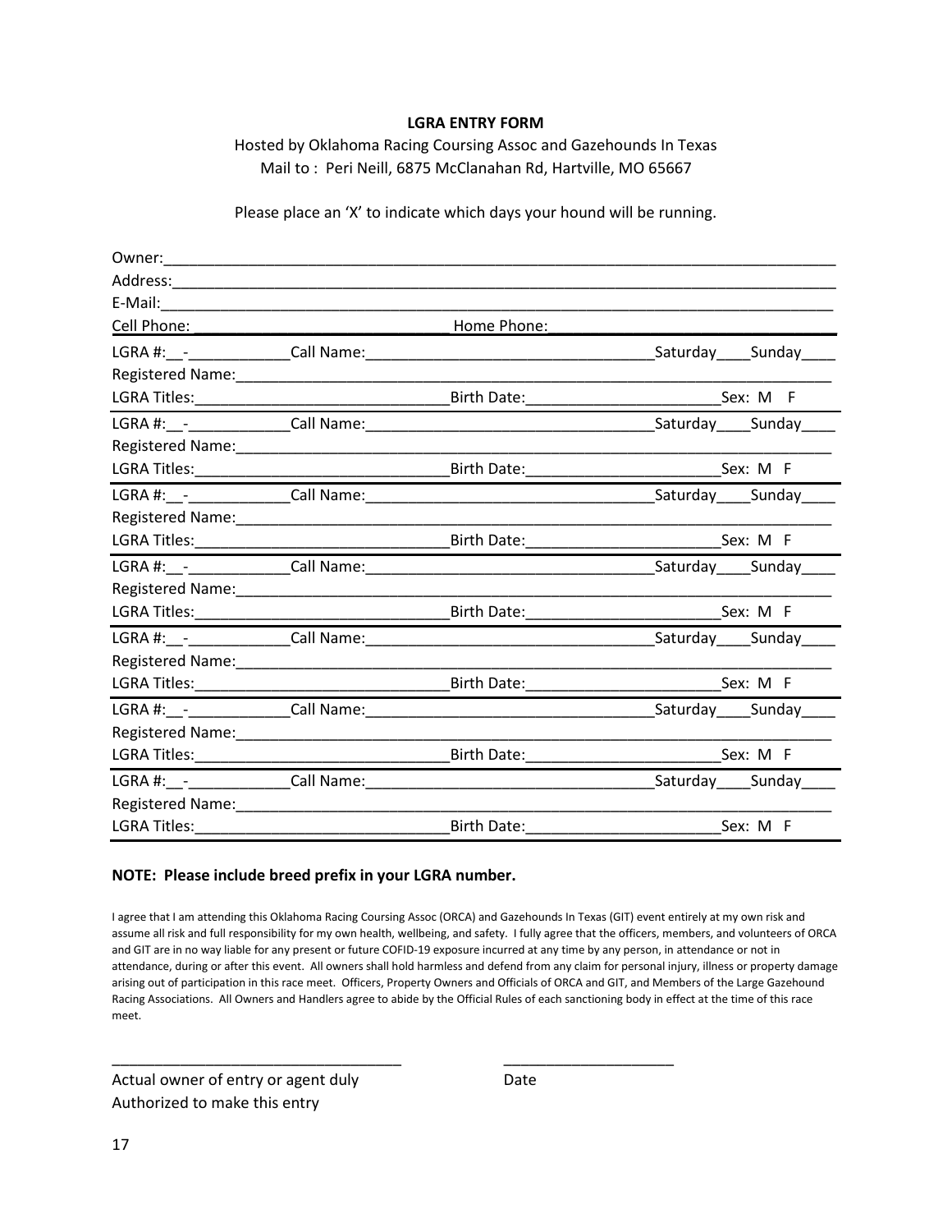**LGRA ENTRY FORM**

Hosted by Oklahoma Racing Coursing Assoc and Gazehounds In Texas
Mail to : Peri Neill, 6875 McClanahan Rd, Hartville, MO 65667

Please place an 'X' to indicate which days your hound will be running.

Owner:_______________________________________________________________________________
Address:_____________________________________________________________________________
E-Mail:______________________________________________________________________________
Cell Phone:______________________________ Home Phone:_____________________________

LGRA #:__-____________Call Name:__________________________________Saturday____Sunday____
Registered Name:_____________________________________________________________________
LGRA Titles:______________________________Birth Date:_______________________Sex: M F

LGRA #:__-____________Call Name:__________________________________Saturday____Sunday____
Registered Name:_____________________________________________________________________
LGRA Titles:______________________________Birth Date:_______________________Sex: M F

LGRA #:__-____________Call Name:__________________________________Saturday____Sunday____
Registered Name:_____________________________________________________________________
LGRA Titles:______________________________Birth Date:_______________________Sex: M F

LGRA #:__-____________Call Name:__________________________________Saturday____Sunday____
Registered Name:_____________________________________________________________________
LGRA Titles:______________________________Birth Date:_______________________Sex: M F

LGRA #:__-____________Call Name:__________________________________Saturday____Sunday____
Registered Name:_____________________________________________________________________
LGRA Titles:______________________________Birth Date:_______________________Sex: M F

LGRA #:__-____________Call Name:__________________________________Saturday____Sunday____
Registered Name:_____________________________________________________________________
LGRA Titles:______________________________Birth Date:_______________________Sex: M F

LGRA #:__-____________Call Name:__________________________________Saturday____Sunday____
Registered Name:_____________________________________________________________________
LGRA Titles:______________________________Birth Date:_______________________Sex: M F

**NOTE: Please include breed prefix in your LGRA number.**

I agree that I am attending this Oklahoma Racing Coursing Assoc (ORCA) and Gazehounds In Texas (GIT) event entirely at my own risk and assume all risk and full responsibility for my own health, wellbeing, and safety. I fully agree that the officers, members, and volunteers of ORCA and GIT are in no way liable for any present or future COFID-19 exposure incurred at any time by any person, in attendance or not in attendance, during or after this event. All owners shall hold harmless and defend from any claim for personal injury, illness or property damage arising out of participation in this race meet. Officers, Property Owners and Officials of ORCA and GIT, and Members of the Large Gazehound Racing Associations. All Owners and Handlers agree to abide by the Official Rules of each sanctioning body in effect at the time of this race meet.

__________________________________ ____________________

Actual owner of entry or agent duly Authorized to make this entry Date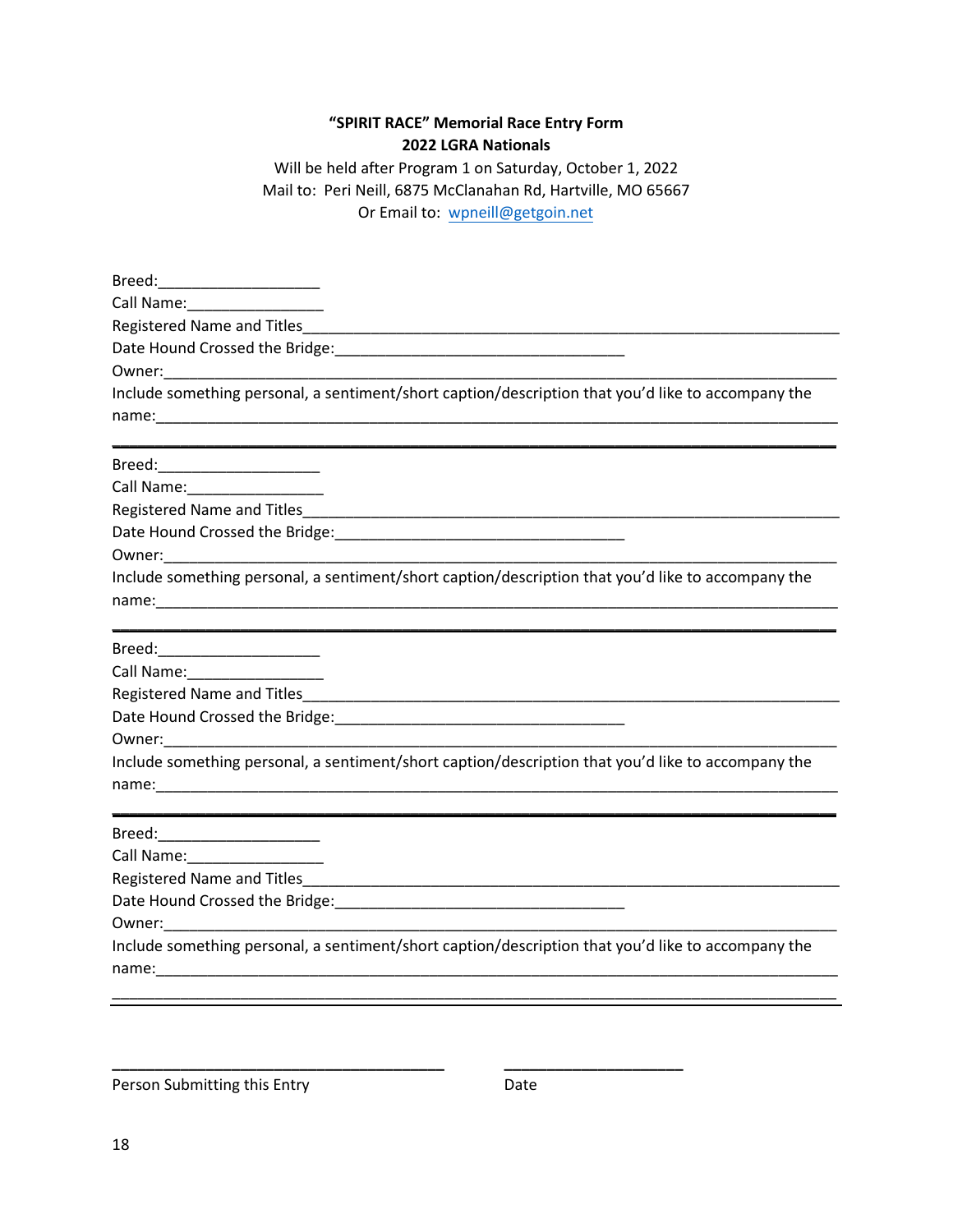**"SPIRIT RACE" Memorial Race Entry Form**
**2022 LGRA Nationals**

Will be held after Program 1 on Saturday, October 1, 2022
Mail to: Peri Neill, 6875 McClanahan Rd, Hartville, MO 65667
Or Email to: wpneill@getgoin.net

Breed:___________________
Call Name:________________
Registered Name and Titles_______________________________________________________________
Date Hound Crossed the Bridge:__________________________________
Owner:__________________________________________________________________________
Include something personal, a sentiment/short caption/description that you'd like to accompany the name:___________________________________________________________________________

---

Breed:___________________
Call Name:________________
Registered Name and Titles_______________________________________________________________
Date Hound Crossed the Bridge:__________________________________
Owner:__________________________________________________________________________
Include something personal, a sentiment/short caption/description that you'd like to accompany the name:___________________________________________________________________________

---

Breed:___________________
Call Name:________________
Registered Name and Titles_______________________________________________________________
Date Hound Crossed the Bridge:__________________________________
Owner:__________________________________________________________________________
Include something personal, a sentiment/short caption/description that you'd like to accompany the name:___________________________________________________________________________

---

Breed:___________________
Call Name:________________
Registered Name and Titles_______________________________________________________________
Date Hound Crossed the Bridge:__________________________________
Owner:__________________________________________________________________________
Include something personal, a sentiment/short caption/description that you'd like to accompany the name:___________________________________________________________________________

---

_______________________________________ &nbsp;&nbsp;&nbsp;&nbsp;&nbsp; _____________________
Person Submitting this Entry &nbsp;&nbsp;&nbsp;&nbsp;&nbsp;&nbsp;&nbsp;&nbsp;&nbsp;&nbsp;&nbsp;&nbsp;&nbsp;&nbsp;&nbsp;&nbsp;&nbsp;&nbsp;&nbsp;&nbsp;&nbsp;&nbsp;&nbsp;&nbsp;&nbsp;&nbsp; Date